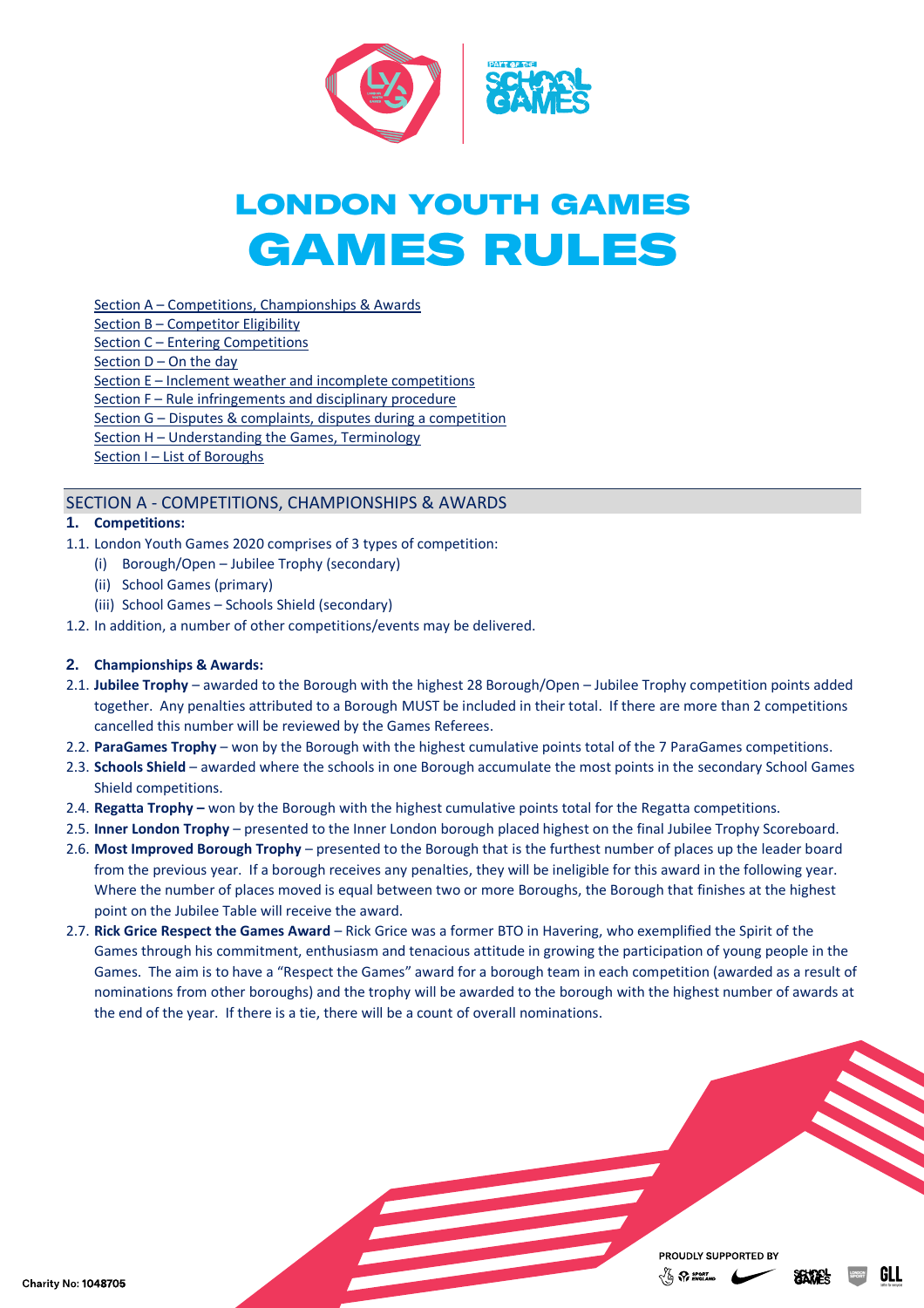# LONDON YOUTH GAMES
# GAMES RULES

- Section A – Competitions, Championships & Awards
- Section B – Competitor Eligibility
- Section C – Entering Competitions
- Section D – On the day
- Section E – Inclement weather and incomplete competitions
- Section F – Rule infringements and disciplinary procedure
- Section G – Disputes & complaints, disputes during a competition
- Section H – Understanding the Games, Terminology
- Section I – List of Boroughs

## SECTION A - COMPETITIONS, CHAMPIONSHIPS & AWARDS

### 1. Competitions:

1.1. London Youth Games 2020 comprises of 3 types of competition:

- (i) Borough/Open – Jubilee Trophy (secondary)
- (ii) School Games (primary)
- (iii) School Games – Schools Shield (secondary)

1.2. In addition, a number of other competitions/events may be delivered.

### 2. Championships & Awards:

2.1. **Jubilee Trophy** – awarded to the Borough with the highest 28 Borough/Open – Jubilee Trophy competition points added together. Any penalties attributed to a Borough MUST be included in their total. If there are more than 2 competitions cancelled this number will be reviewed by the Games Referees.

2.2. **ParaGames Trophy** – won by the Borough with the highest cumulative points total of the 7 ParaGames competitions.

2.3. **Schools Shield** – awarded where the schools in one Borough accumulate the most points in the secondary School Games Shield competitions.

2.4. **Regatta Trophy –** won by the Borough with the highest cumulative points total for the Regatta competitions.

2.5. **Inner London Trophy** – presented to the Inner London borough placed highest on the final Jubilee Trophy Scoreboard.

2.6. **Most Improved Borough Trophy** – presented to the Borough that is the furthest number of places up the leader board from the previous year. If a borough receives any penalties, they will be ineligible for this award in the following year. Where the number of places moved is equal between two or more Boroughs, the Borough that finishes at the highest point on the Jubilee Table will receive the award.

2.7. **Rick Grice Respect the Games Award** – Rick Grice was a former BTO in Havering, who exemplified the Spirit of the Games through his commitment, enthusiasm and tenacious attitude in growing the participation of young people in the Games. The aim is to have a "Respect the Games" award for a borough team in each competition (awarded as a result of nominations from other boroughs) and the trophy will be awarded to the borough with the highest number of awards at the end of the year. If there is a tie, there will be a count of overall nominations.

Charity No: 1048705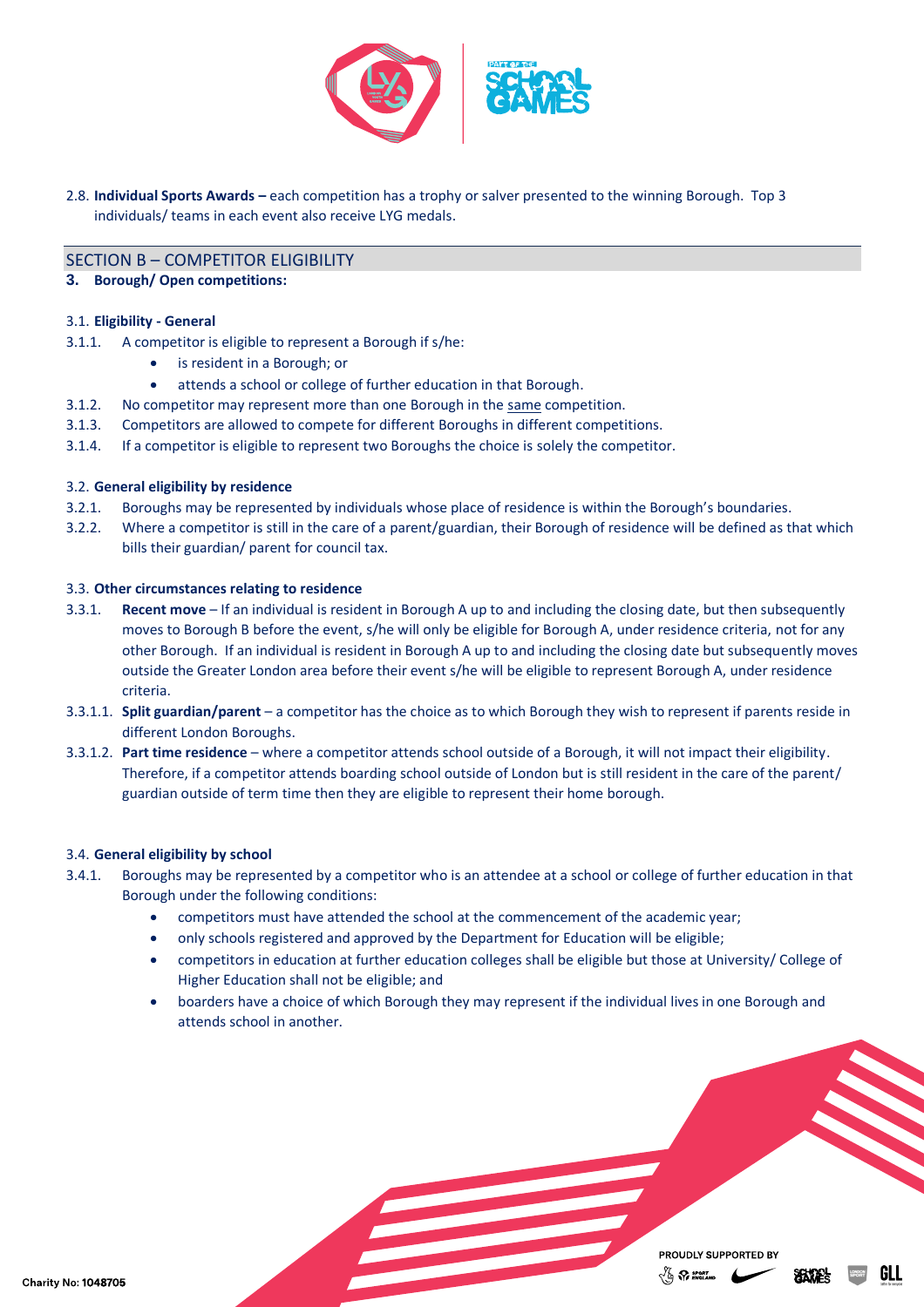2.8. **Individual Sports Awards –** each competition has a trophy or salver presented to the winning Borough. Top 3 individuals/ teams in each event also receive LYG medals.

## SECTION B – COMPETITOR ELIGIBILITY

### 3. Borough/ Open competitions:

3.1. **Eligibility - General**

3.1.1. A competitor is eligible to represent a Borough if s/he:

- is resident in a Borough; or
- attends a school or college of further education in that Borough.

3.1.2. No competitor may represent more than one Borough in the same competition.

3.1.3. Competitors are allowed to compete for different Boroughs in different competitions.

3.1.4. If a competitor is eligible to represent two Boroughs the choice is solely the competitor.

3.2. **General eligibility by residence**

3.2.1. Boroughs may be represented by individuals whose place of residence is within the Borough's boundaries.

3.2.2. Where a competitor is still in the care of a parent/guardian, their Borough of residence will be defined as that which bills their guardian/ parent for council tax.

3.3. **Other circumstances relating to residence**

3.3.1. **Recent move** – If an individual is resident in Borough A up to and including the closing date, but then subsequently moves to Borough B before the event, s/he will only be eligible for Borough A, under residence criteria, not for any other Borough. If an individual is resident in Borough A up to and including the closing date but subsequently moves outside the Greater London area before their event s/he will be eligible to represent Borough A, under residence criteria.

3.3.1.1. **Split guardian/parent** – a competitor has the choice as to which Borough they wish to represent if parents reside in different London Boroughs.

3.3.1.2. **Part time residence** – where a competitor attends school outside of a Borough, it will not impact their eligibility. Therefore, if a competitor attends boarding school outside of London but is still resident in the care of the parent/ guardian outside of term time then they are eligible to represent their home borough.

3.4. **General eligibility by school**

3.4.1. Boroughs may be represented by a competitor who is an attendee at a school or college of further education in that Borough under the following conditions:

- competitors must have attended the school at the commencement of the academic year;
- only schools registered and approved by the Department for Education will be eligible;
- competitors in education at further education colleges shall be eligible but those at University/ College of Higher Education shall not be eligible; and
- boarders have a choice of which Borough they may represent if the individual lives in one Borough and attends school in another.

Charity No: 1048705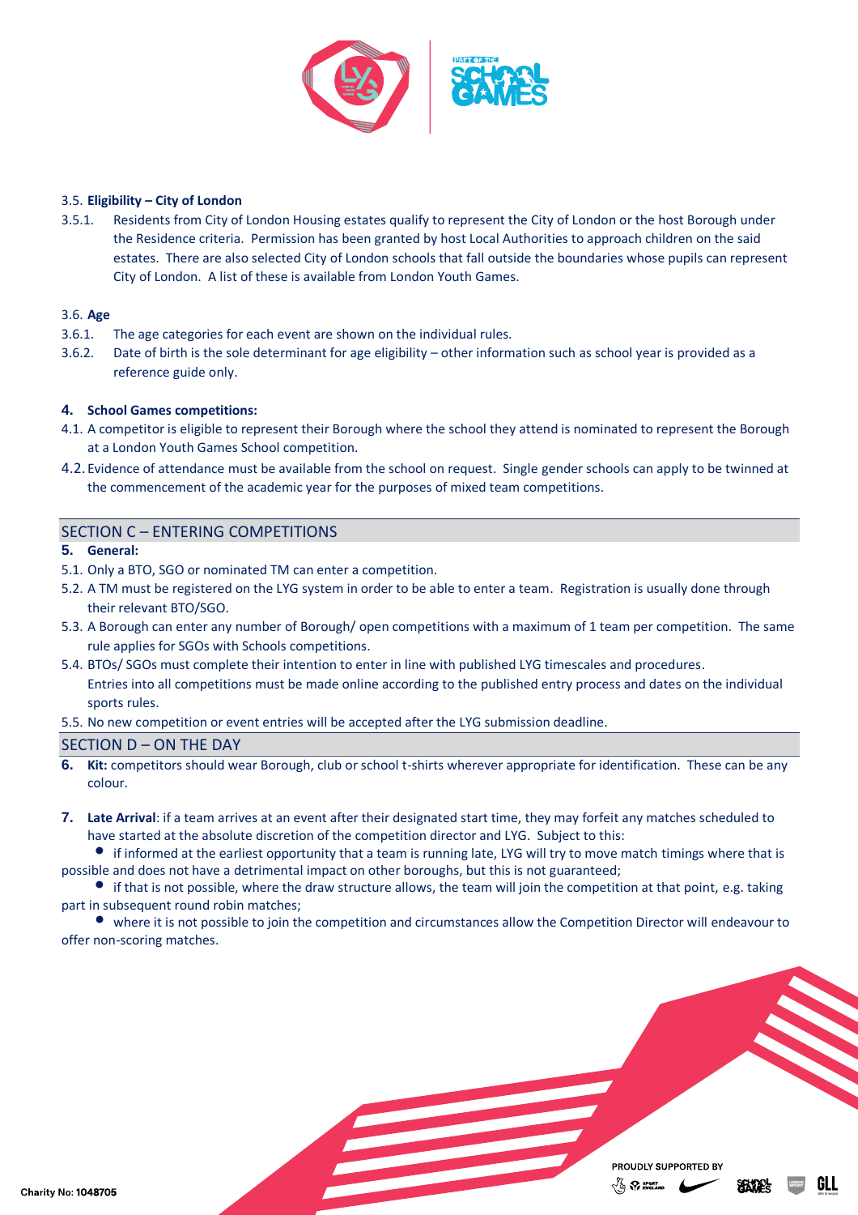3.5. **Eligibility – City of London**

3.5.1. Residents from City of London Housing estates qualify to represent the City of London or the host Borough under the Residence criteria. Permission has been granted by host Local Authorities to approach children on the said estates. There are also selected City of London schools that fall outside the boundaries whose pupils can represent City of London. A list of these is available from London Youth Games.

3.6. **Age**

3.6.1. The age categories for each event are shown on the individual rules.

3.6.2. Date of birth is the sole determinant for age eligibility – other information such as school year is provided as a reference guide only.

**4. School Games competitions:**

4.1. A competitor is eligible to represent their Borough where the school they attend is nominated to represent the Borough at a London Youth Games School competition.

4.2. Evidence of attendance must be available from the school on request. Single gender schools can apply to be twinned at the commencement of the academic year for the purposes of mixed team competitions.

## SECTION C – ENTERING COMPETITIONS

**5. General:**

5.1. Only a BTO, SGO or nominated TM can enter a competition.

5.2. A TM must be registered on the LYG system in order to be able to enter a team. Registration is usually done through their relevant BTO/SGO.

5.3. A Borough can enter any number of Borough/ open competitions with a maximum of 1 team per competition. The same rule applies for SGOs with Schools competitions.

5.4. BTOs/ SGOs must complete their intention to enter in line with published LYG timescales and procedures. Entries into all competitions must be made online according to the published entry process and dates on the individual sports rules.

5.5. No new competition or event entries will be accepted after the LYG submission deadline.

## SECTION D – ON THE DAY

**6. Kit:** competitors should wear Borough, club or school t-shirts wherever appropriate for identification. These can be any colour.

**7. Late Arrival**: if a team arrives at an event after their designated start time, they may forfeit any matches scheduled to have started at the absolute discretion of the competition director and LYG. Subject to this:

- if informed at the earliest opportunity that a team is running late, LYG will try to move match timings where that is possible and does not have a detrimental impact on other boroughs, but this is not guaranteed;
- if that is not possible, where the draw structure allows, the team will join the competition at that point, e.g. taking part in subsequent round robin matches;
- where it is not possible to join the competition and circumstances allow the Competition Director will endeavour to offer non-scoring matches.

Charity No: 1048705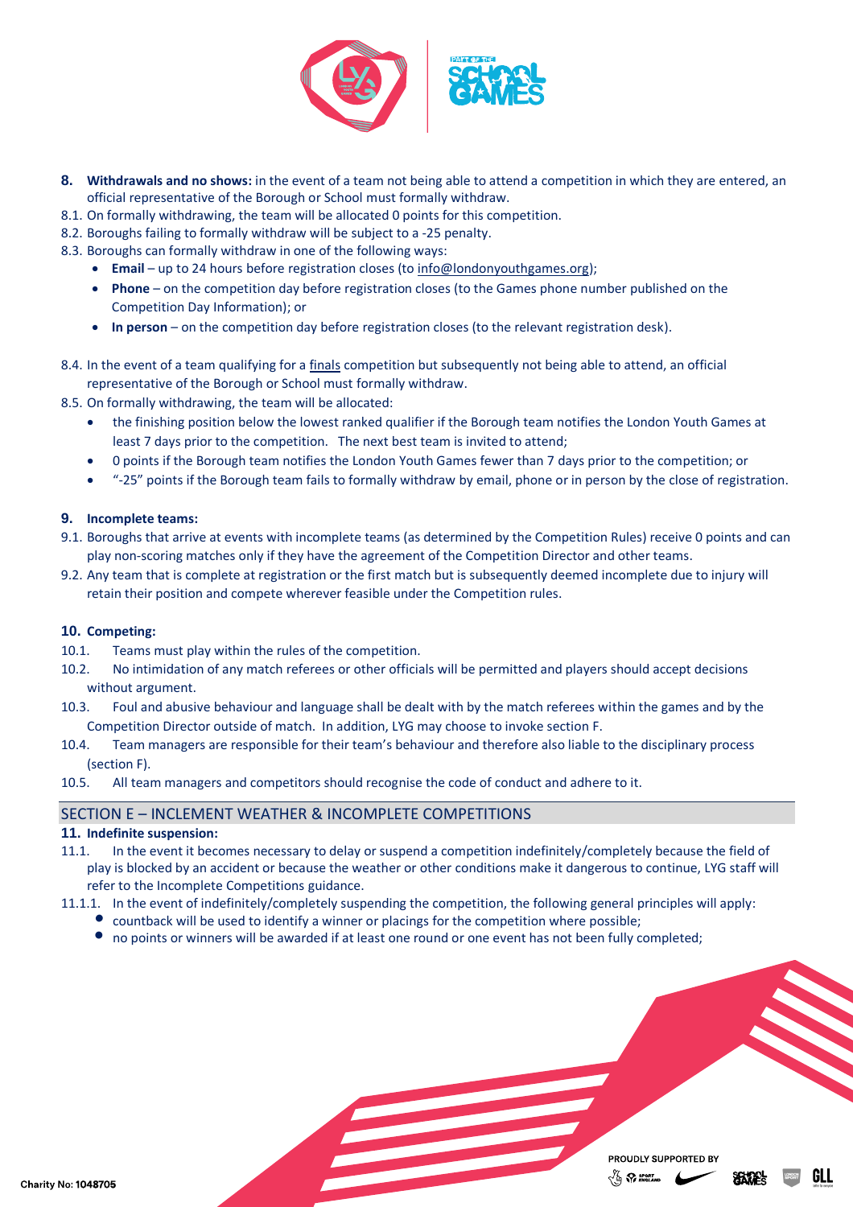**8. Withdrawals and no shows:** in the event of a team not being able to attend a competition in which they are entered, an official representative of the Borough or School must formally withdraw.

8.1. On formally withdrawing, the team will be allocated 0 points for this competition.

8.2. Boroughs failing to formally withdraw will be subject to a -25 penalty.

8.3. Boroughs can formally withdraw in one of the following ways:

- **Email** – up to 24 hours before registration closes (to info@londonyouthgames.org);
- **Phone** – on the competition day before registration closes (to the Games phone number published on the Competition Day Information); or
- **In person** – on the competition day before registration closes (to the relevant registration desk).

8.4. In the event of a team qualifying for a finals competition but subsequently not being able to attend, an official representative of the Borough or School must formally withdraw.

8.5. On formally withdrawing, the team will be allocated:

- the finishing position below the lowest ranked qualifier if the Borough team notifies the London Youth Games at least 7 days prior to the competition. The next best team is invited to attend;
- 0 points if the Borough team notifies the London Youth Games fewer than 7 days prior to the competition; or
- "-25" points if the Borough team fails to formally withdraw by email, phone or in person by the close of registration.

**9. Incomplete teams:**

9.1. Boroughs that arrive at events with incomplete teams (as determined by the Competition Rules) receive 0 points and can play non-scoring matches only if they have the agreement of the Competition Director and other teams.

9.2. Any team that is complete at registration or the first match but is subsequently deemed incomplete due to injury will retain their position and compete wherever feasible under the Competition rules.

**10. Competing:**

10.1. Teams must play within the rules of the competition.

10.2. No intimidation of any match referees or other officials will be permitted and players should accept decisions without argument.

10.3. Foul and abusive behaviour and language shall be dealt with by the match referees within the games and by the Competition Director outside of match. In addition, LYG may choose to invoke section F.

10.4. Team managers are responsible for their team's behaviour and therefore also liable to the disciplinary process (section F).

10.5. All team managers and competitors should recognise the code of conduct and adhere to it.

## SECTION E – INCLEMENT WEATHER & INCOMPLETE COMPETITIONS

**11. Indefinite suspension:**

11.1. In the event it becomes necessary to delay or suspend a competition indefinitely/completely because the field of play is blocked by an accident or because the weather or other conditions make it dangerous to continue, LYG staff will refer to the Incomplete Competitions guidance.

11.1.1. In the event of indefinitely/completely suspending the competition, the following general principles will apply:

- countback will be used to identify a winner or placings for the competition where possible;
- no points or winners will be awarded if at least one round or one event has not been fully completed;

Charity No: 1048705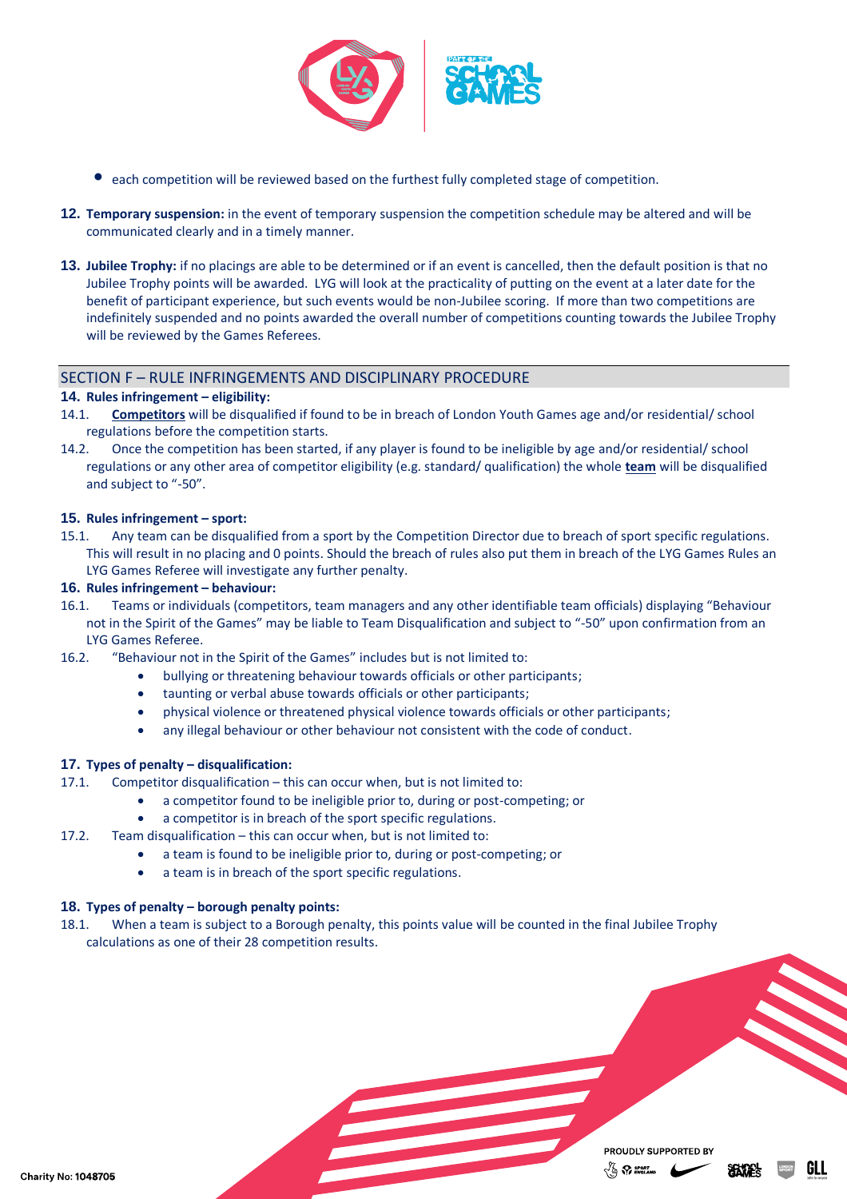- each competition will be reviewed based on the furthest fully completed stage of competition.

**12. Temporary suspension:** in the event of temporary suspension the competition schedule may be altered and will be communicated clearly and in a timely manner.

**13. Jubilee Trophy:** if no placings are able to be determined or if an event is cancelled, then the default position is that no Jubilee Trophy points will be awarded. LYG will look at the practicality of putting on the event at a later date for the benefit of participant experience, but such events would be non-Jubilee scoring. If more than two competitions are indefinitely suspended and no points awarded the overall number of competitions counting towards the Jubilee Trophy will be reviewed by the Games Referees.

## SECTION F – RULE INFRINGEMENTS AND DISCIPLINARY PROCEDURE

**14. Rules infringement – eligibility:**

14.1. **Competitors** will be disqualified if found to be in breach of London Youth Games age and/or residential/ school regulations before the competition starts.

14.2. Once the competition has been started, if any player is found to be ineligible by age and/or residential/ school regulations or any other area of competitor eligibility (e.g. standard/ qualification) the whole **team** will be disqualified and subject to "-50".

**15. Rules infringement – sport:**

15.1. Any team can be disqualified from a sport by the Competition Director due to breach of sport specific regulations. This will result in no placing and 0 points. Should the breach of rules also put them in breach of the LYG Games Rules an LYG Games Referee will investigate any further penalty.

**16. Rules infringement – behaviour:**

16.1. Teams or individuals (competitors, team managers and any other identifiable team officials) displaying "Behaviour not in the Spirit of the Games" may be liable to Team Disqualification and subject to "-50" upon confirmation from an LYG Games Referee.

16.2. "Behaviour not in the Spirit of the Games" includes but is not limited to:

- bullying or threatening behaviour towards officials or other participants;
- taunting or verbal abuse towards officials or other participants;
- physical violence or threatened physical violence towards officials or other participants;
- any illegal behaviour or other behaviour not consistent with the code of conduct.

**17. Types of penalty – disqualification:**

17.1. Competitor disqualification – this can occur when, but is not limited to:

- a competitor found to be ineligible prior to, during or post-competing; or
- a competitor is in breach of the sport specific regulations.

17.2. Team disqualification – this can occur when, but is not limited to:

- a team is found to be ineligible prior to, during or post-competing; or
- a team is in breach of the sport specific regulations.

**18. Types of penalty – borough penalty points:**

18.1. When a team is subject to a Borough penalty, this points value will be counted in the final Jubilee Trophy calculations as one of their 28 competition results.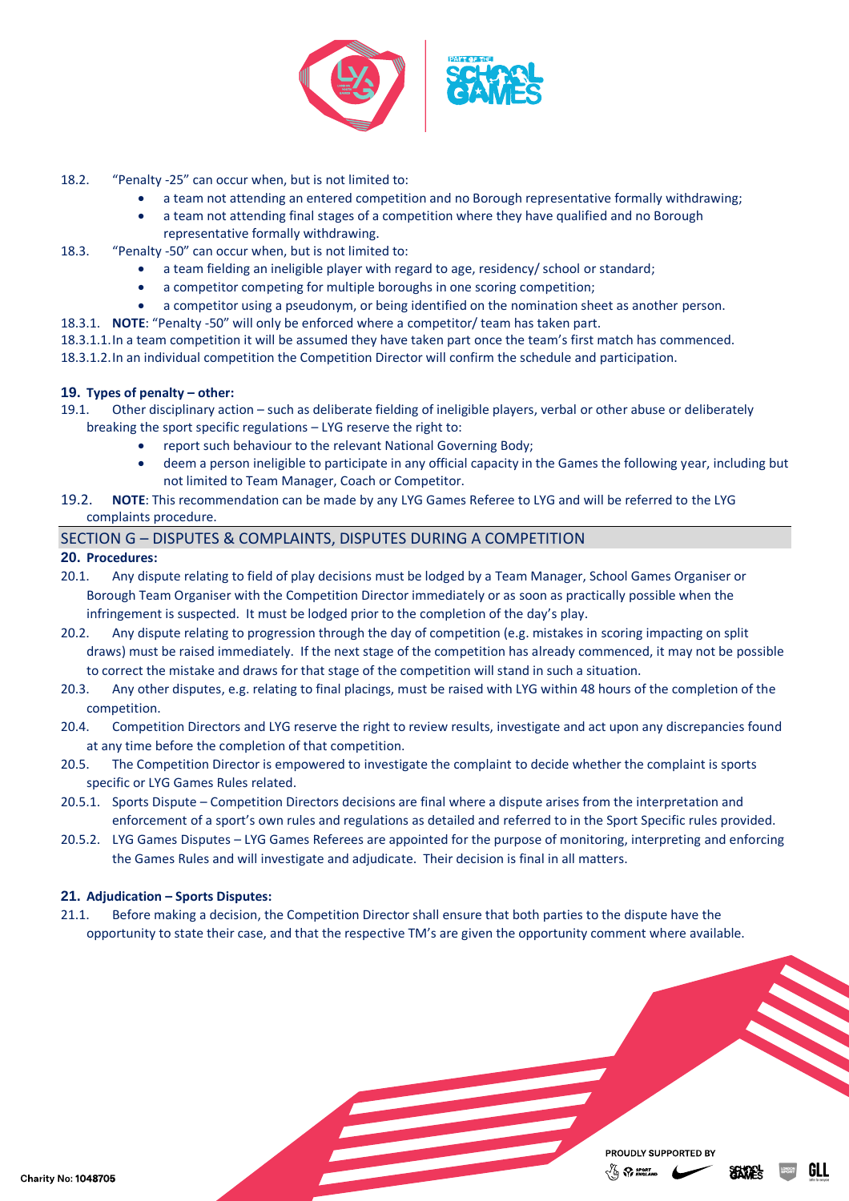18.2. "Penalty -25" can occur when, but is not limited to:

- a team not attending an entered competition and no Borough representative formally withdrawing;
- a team not attending final stages of a competition where they have qualified and no Borough representative formally withdrawing.

18.3. "Penalty -50" can occur when, but is not limited to:

- a team fielding an ineligible player with regard to age, residency/ school or standard;
- a competitor competing for multiple boroughs in one scoring competition;
- a competitor using a pseudonym, or being identified on the nomination sheet as another person.

18.3.1. **NOTE**: "Penalty -50" will only be enforced where a competitor/ team has taken part.

18.3.1.1. In a team competition it will be assumed they have taken part once the team's first match has commenced.

18.3.1.2. In an individual competition the Competition Director will confirm the schedule and participation.

### 19. Types of penalty – other:

19.1. Other disciplinary action – such as deliberate fielding of ineligible players, verbal or other abuse or deliberately breaking the sport specific regulations – LYG reserve the right to:

- report such behaviour to the relevant National Governing Body;
- deem a person ineligible to participate in any official capacity in the Games the following year, including but not limited to Team Manager, Coach or Competitor.

19.2. **NOTE**: This recommendation can be made by any LYG Games Referee to LYG and will be referred to the LYG complaints procedure.

## SECTION G – DISPUTES & COMPLAINTS, DISPUTES DURING A COMPETITION

### 20. Procedures:

20.1. Any dispute relating to field of play decisions must be lodged by a Team Manager, School Games Organiser or Borough Team Organiser with the Competition Director immediately or as soon as practically possible when the infringement is suspected. It must be lodged prior to the completion of the day's play.

20.2. Any dispute relating to progression through the day of competition (e.g. mistakes in scoring impacting on split draws) must be raised immediately. If the next stage of the competition has already commenced, it may not be possible to correct the mistake and draws for that stage of the competition will stand in such a situation.

20.3. Any other disputes, e.g. relating to final placings, must be raised with LYG within 48 hours of the completion of the competition.

20.4. Competition Directors and LYG reserve the right to review results, investigate and act upon any discrepancies found at any time before the completion of that competition.

20.5. The Competition Director is empowered to investigate the complaint to decide whether the complaint is sports specific or LYG Games Rules related.

20.5.1. Sports Dispute – Competition Directors decisions are final where a dispute arises from the interpretation and enforcement of a sport's own rules and regulations as detailed and referred to in the Sport Specific rules provided.

20.5.2. LYG Games Disputes – LYG Games Referees are appointed for the purpose of monitoring, interpreting and enforcing the Games Rules and will investigate and adjudicate. Their decision is final in all matters.

### 21. Adjudication – Sports Disputes:

21.1. Before making a decision, the Competition Director shall ensure that both parties to the dispute have the opportunity to state their case, and that the respective TM's are given the opportunity comment where available.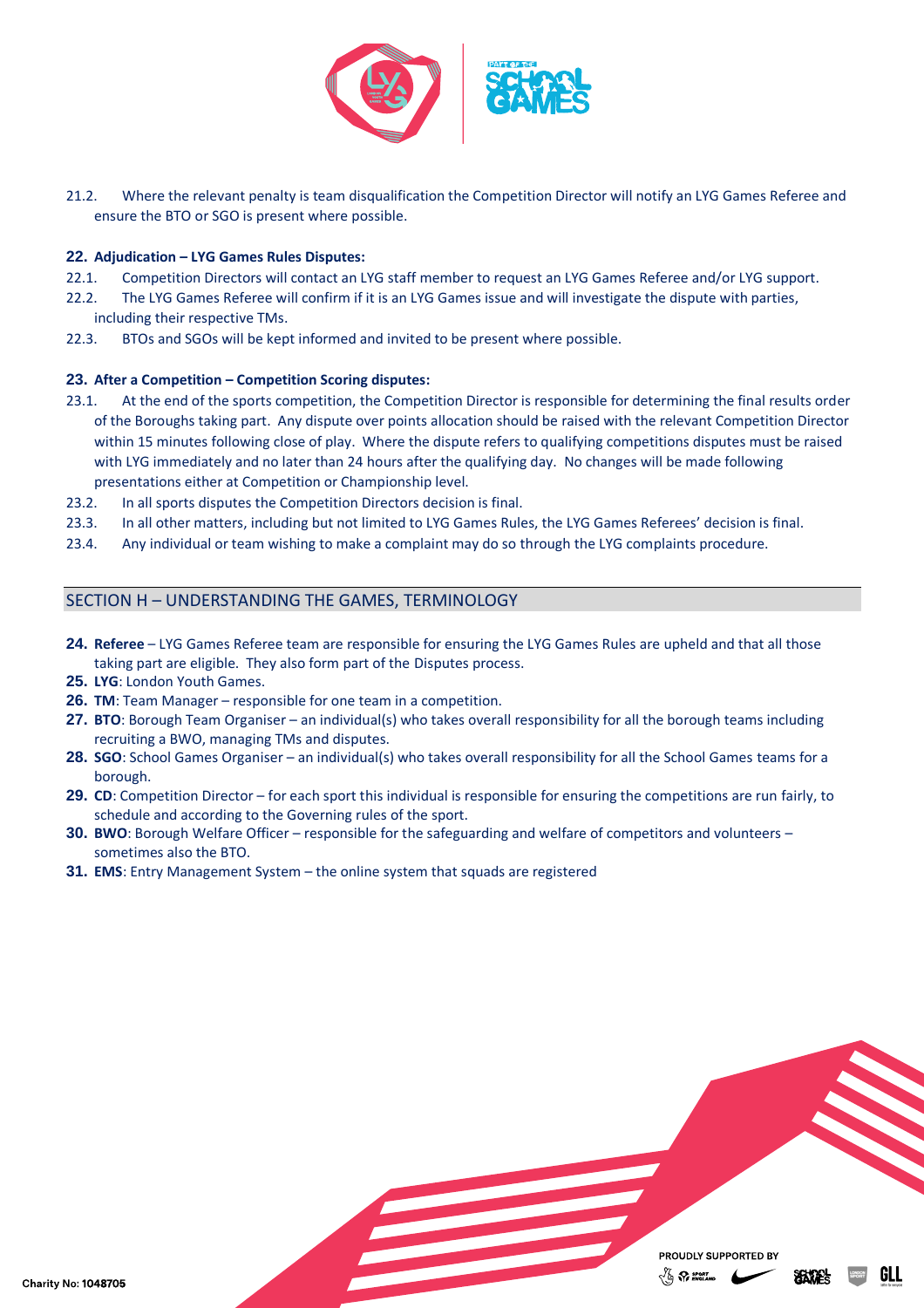21.2. Where the relevant penalty is team disqualification the Competition Director will notify an LYG Games Referee and ensure the BTO or SGO is present where possible.

**22. Adjudication – LYG Games Rules Disputes:**

22.1. Competition Directors will contact an LYG staff member to request an LYG Games Referee and/or LYG support.

22.2. The LYG Games Referee will confirm if it is an LYG Games issue and will investigate the dispute with parties, including their respective TMs.

22.3. BTOs and SGOs will be kept informed and invited to be present where possible.

**23. After a Competition – Competition Scoring disputes:**

23.1. At the end of the sports competition, the Competition Director is responsible for determining the final results order of the Boroughs taking part. Any dispute over points allocation should be raised with the relevant Competition Director within 15 minutes following close of play. Where the dispute refers to qualifying competitions disputes must be raised with LYG immediately and no later than 24 hours after the qualifying day. No changes will be made following presentations either at Competition or Championship level.

23.2. In all sports disputes the Competition Directors decision is final.

23.3. In all other matters, including but not limited to LYG Games Rules, the LYG Games Referees' decision is final.

23.4. Any individual or team wishing to make a complaint may do so through the LYG complaints procedure.

## SECTION H – UNDERSTANDING THE GAMES, TERMINOLOGY

**24. Referee** – LYG Games Referee team are responsible for ensuring the LYG Games Rules are upheld and that all those taking part are eligible. They also form part of the Disputes process.

**25. LYG**: London Youth Games.

**26. TM**: Team Manager – responsible for one team in a competition.

**27. BTO**: Borough Team Organiser – an individual(s) who takes overall responsibility for all the borough teams including recruiting a BWO, managing TMs and disputes.

**28. SGO**: School Games Organiser – an individual(s) who takes overall responsibility for all the School Games teams for a borough.

**29. CD**: Competition Director – for each sport this individual is responsible for ensuring the competitions are run fairly, to schedule and according to the Governing rules of the sport.

**30. BWO**: Borough Welfare Officer – responsible for the safeguarding and welfare of competitors and volunteers – sometimes also the BTO.

**31. EMS**: Entry Management System – the online system that squads are registered

Charity No: 1048705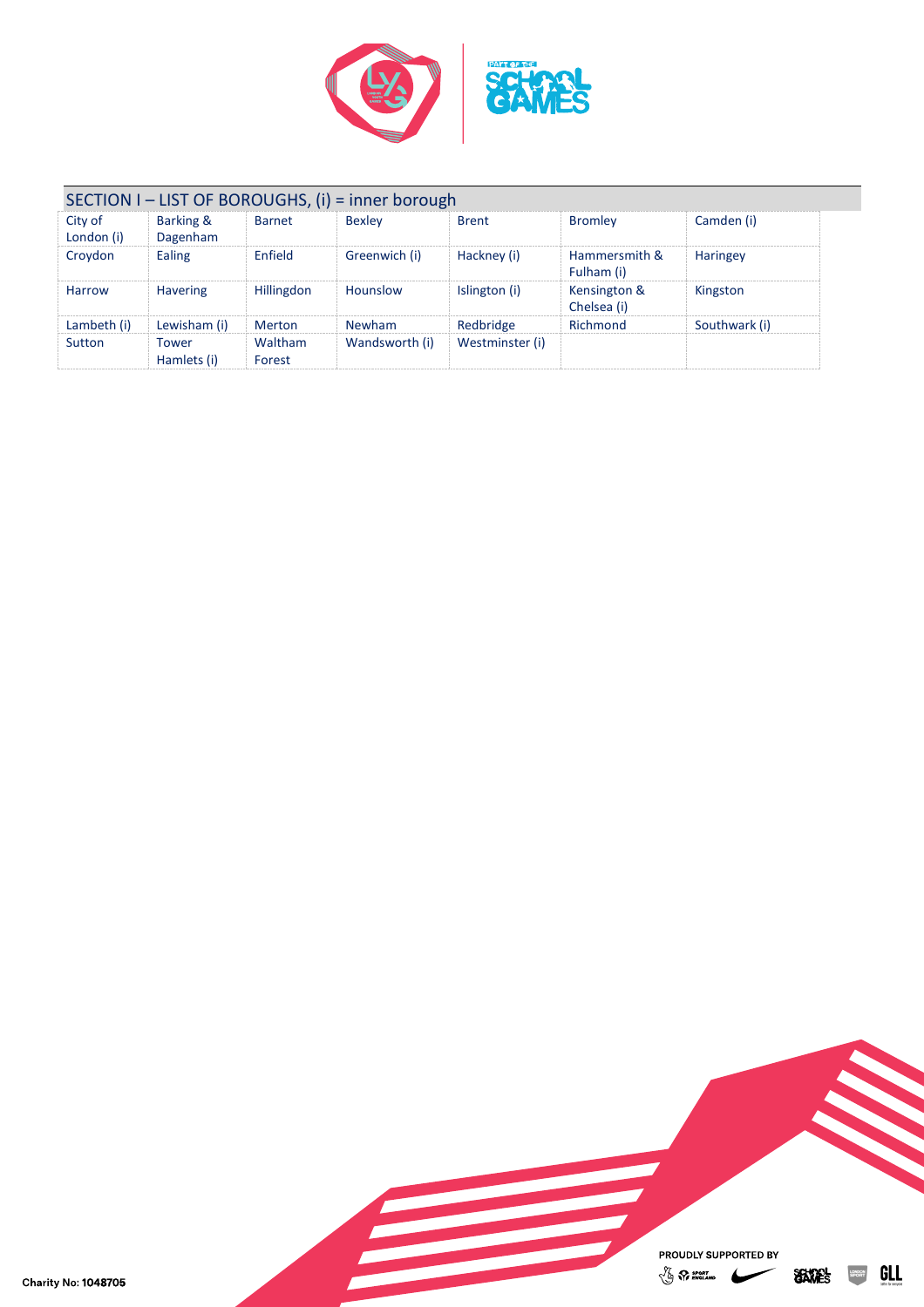## SECTION I – LIST OF BOROUGHS, (i) = inner borough

| | | | | | | |
|---|---|---|---|---|---|---|
| City of London (i) | Barking & Dagenham | Barnet | Bexley | Brent | Bromley | Camden (i) |
| Croydon | Ealing | Enfield | Greenwich (i) | Hackney (i) | Hammersmith & Fulham (i) | Haringey |
| Harrow | Havering | Hillingdon | Hounslow | Islington (i) | Kensington & Chelsea (i) | Kingston |
| Lambeth (i) | Lewisham (i) | Merton | Newham | Redbridge | Richmond | Southwark (i) |
| Sutton | Tower Hamlets (i) | Waltham Forest | Wandsworth (i) | Westminster (i) | | |

PROUDLY SUPPORTED BY

Charity No: 1048705